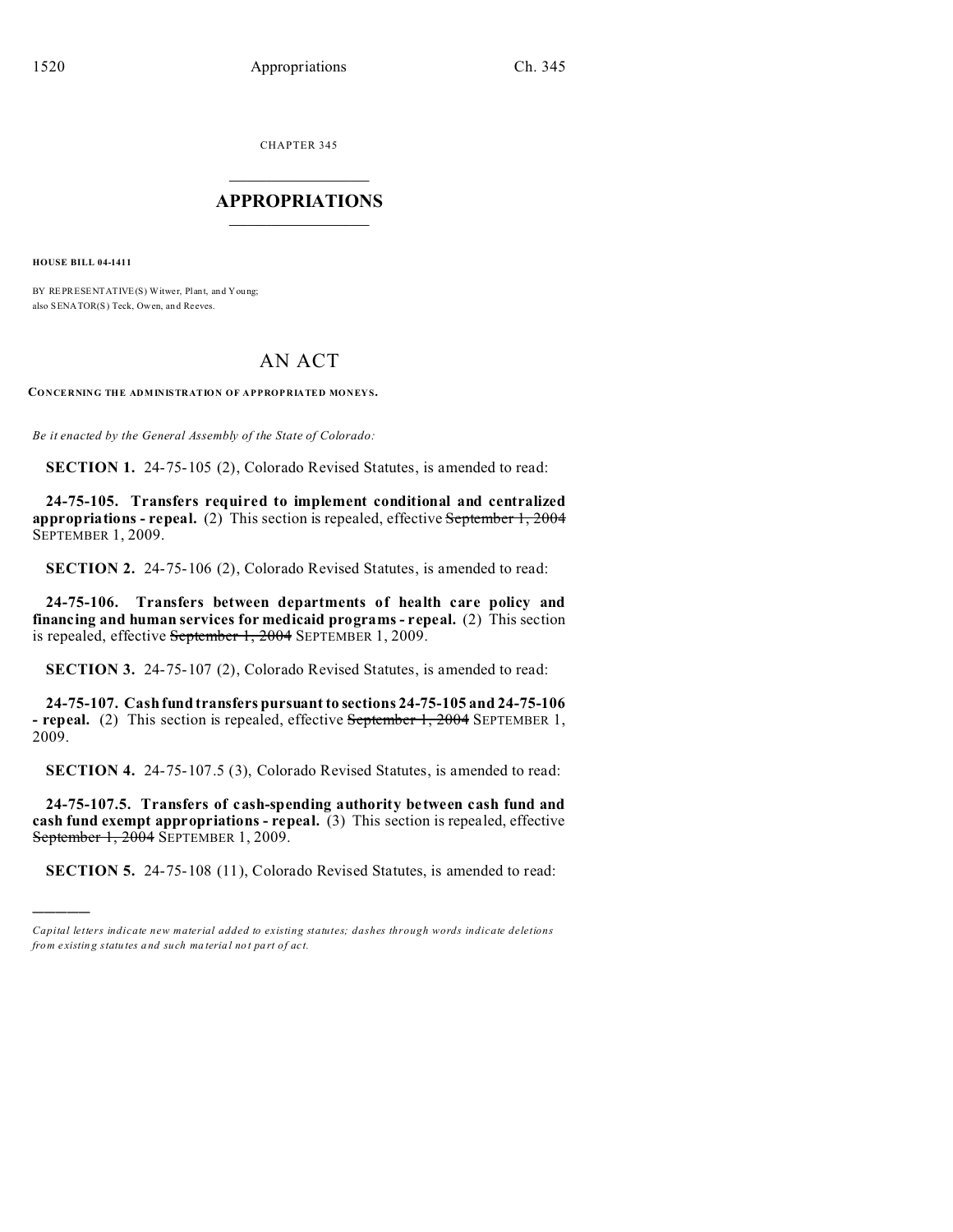CHAPTER 345

# APPROPRIATIONS

**HOUSE BILL 04-1411**

BY REPRESENTATIVE(S) Witwer, Plant, and Young;
also SENATOR(S) Teck, Owen, and Reeves.

# AN ACT

**CONCERNING THE ADMINISTRATION OF APPROPRIATED MONEYS.**

*Be it enacted by the General Assembly of the State of Colorado:*

**SECTION 1.** 24-75-105 (2), Colorado Revised Statutes, is amended to read:

**24-75-105. Transfers required to implement conditional and centralized appropriations - repeal.** (2) This section is repealed, effective ~~September 1, 2004~~ SEPTEMBER 1, 2009.

**SECTION 2.** 24-75-106 (2), Colorado Revised Statutes, is amended to read:

**24-75-106. Transfers between departments of health care policy and financing and human services for medicaid programs - repeal.** (2) This section is repealed, effective ~~September 1, 2004~~ SEPTEMBER 1, 2009.

**SECTION 3.** 24-75-107 (2), Colorado Revised Statutes, is amended to read:

**24-75-107. Cash fund transfers pursuant to sections 24-75-105 and 24-75-106 - repeal.** (2) This section is repealed, effective ~~September 1, 2004~~ SEPTEMBER 1, 2009.

**SECTION 4.** 24-75-107.5 (3), Colorado Revised Statutes, is amended to read:

**24-75-107.5. Transfers of cash-spending authority between cash fund and cash fund exempt appropriations - repeal.** (3) This section is repealed, effective ~~September 1, 2004~~ SEPTEMBER 1, 2009.

**SECTION 5.** 24-75-108 (11), Colorado Revised Statutes, is amended to read:

---

*Capital letters indicate new material added to existing statutes; dashes through words indicate deletions from existing statutes and such material not part of act.*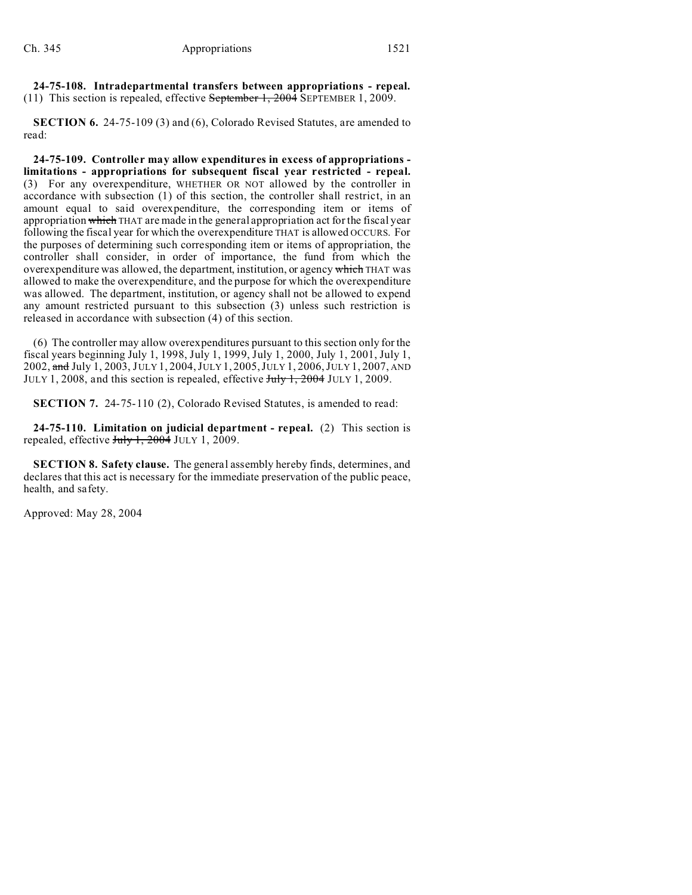**24-75-108. Intradepartmental transfers between appropriations - repeal.** (11) This section is repealed, effective ~~September 1, 2004~~ SEPTEMBER 1, 2009.

**SECTION 6.** 24-75-109 (3) and (6), Colorado Revised Statutes, are amended to read:

**24-75-109. Controller may allow expenditures in excess of appropriations - limitations - appropriations for subsequent fiscal year restricted - repeal.** (3) For any overexpenditure, WHETHER OR NOT allowed by the controller in accordance with subsection (1) of this section, the controller shall restrict, in an amount equal to said overexpenditure, the corresponding item or items of appropriation ~~which~~ THAT are made in the general appropriation act for the fiscal year following the fiscal year for which the overexpenditure THAT is allowed OCCURS. For the purposes of determining such corresponding item or items of appropriation, the controller shall consider, in order of importance, the fund from which the overexpenditure was allowed, the department, institution, or agency ~~which~~ THAT was allowed to make the overexpenditure, and the purpose for which the overexpenditure was allowed. The department, institution, or agency shall not be allowed to expend any amount restricted pursuant to this subsection (3) unless such restriction is released in accordance with subsection (4) of this section.

(6) The controller may allow overexpenditures pursuant to this section only for the fiscal years beginning July 1, 1998, July 1, 1999, July 1, 2000, July 1, 2001, July 1, 2002, ~~and~~ July 1, 2003, JULY 1, 2004, JULY 1, 2005, JULY 1, 2006, JULY 1, 2007, AND JULY 1, 2008, and this section is repealed, effective ~~July 1, 2004~~ JULY 1, 2009.

**SECTION 7.** 24-75-110 (2), Colorado Revised Statutes, is amended to read:

**24-75-110. Limitation on judicial department - repeal.** (2) This section is repealed, effective ~~July 1, 2004~~ JULY 1, 2009.

**SECTION 8. Safety clause.** The general assembly hereby finds, determines, and declares that this act is necessary for the immediate preservation of the public peace, health, and safety.

Approved: May 28, 2004